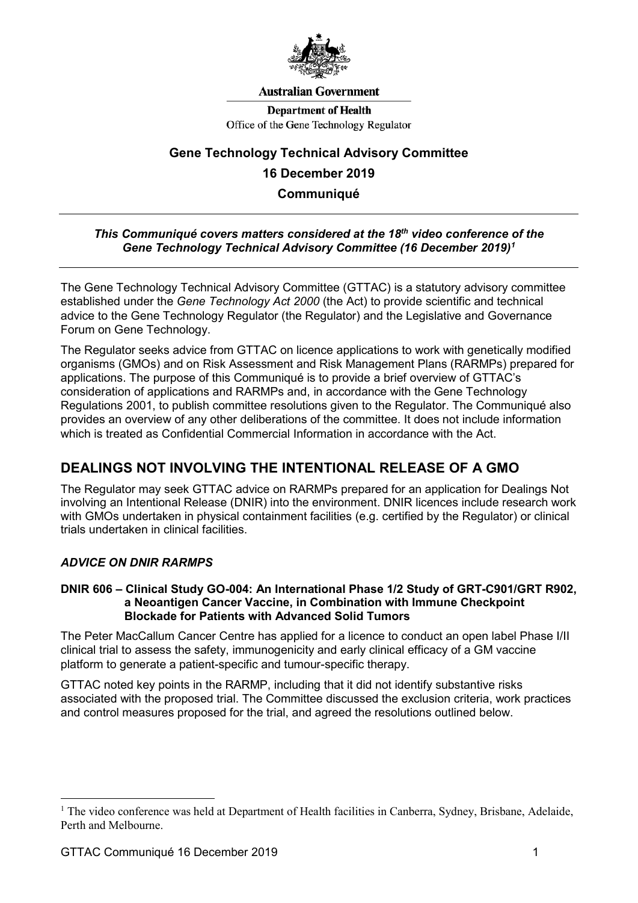**Australian Government**

**Department of Health**
Office of the Gene Technology Regulator

# Gene Technology Technical Advisory Committee
# 16 December 2019
# Communiqué

---

***This Communiqué covers matters considered at the 18th video conference of the Gene Technology Technical Advisory Committee (16 December 2019)[1]***

---

The Gene Technology Technical Advisory Committee (GTTAC) is a statutory advisory committee established under the *Gene Technology Act 2000* (the Act) to provide scientific and technical advice to the Gene Technology Regulator (the Regulator) and the Legislative and Governance Forum on Gene Technology.

The Regulator seeks advice from GTTAC on licence applications to work with genetically modified organisms (GMOs) and on Risk Assessment and Risk Management Plans (RARMPs) prepared for applications. The purpose of this Communiqué is to provide a brief overview of GTTAC's consideration of applications and RARMPs and, in accordance with the Gene Technology Regulations 2001, to publish committee resolutions given to the Regulator. The Communiqué also provides an overview of any other deliberations of the committee. It does not include information which is treated as Confidential Commercial Information in accordance with the Act.

## DEALINGS NOT INVOLVING THE INTENTIONAL RELEASE OF A GMO

The Regulator may seek GTTAC advice on RARMPs prepared for an application for Dealings Not involving an Intentional Release (DNIR) into the environment. DNIR licences include research work with GMOs undertaken in physical containment facilities (e.g. certified by the Regulator) or clinical trials undertaken in clinical facilities.

### *ADVICE ON DNIR RARMPS*

#### DNIR 606 – Clinical Study GO-004: An International Phase 1/2 Study of GRT-C901/GRT R902, a Neoantigen Cancer Vaccine, in Combination with Immune Checkpoint Blockade for Patients with Advanced Solid Tumors

The Peter MacCallum Cancer Centre has applied for a licence to conduct an open label Phase I/II clinical trial to assess the safety, immunogenicity and early clinical efficacy of a GM vaccine platform to generate a patient-specific and tumour-specific therapy.

GTTAC noted key points in the RARMP, including that it did not identify substantive risks associated with the proposed trial. The Committee discussed the exclusion criteria, work practices and control measures proposed for the trial, and agreed the resolutions outlined below.

---

[1] The video conference was held at Department of Health facilities in Canberra, Sydney, Brisbane, Adelaide, Perth and Melbourne.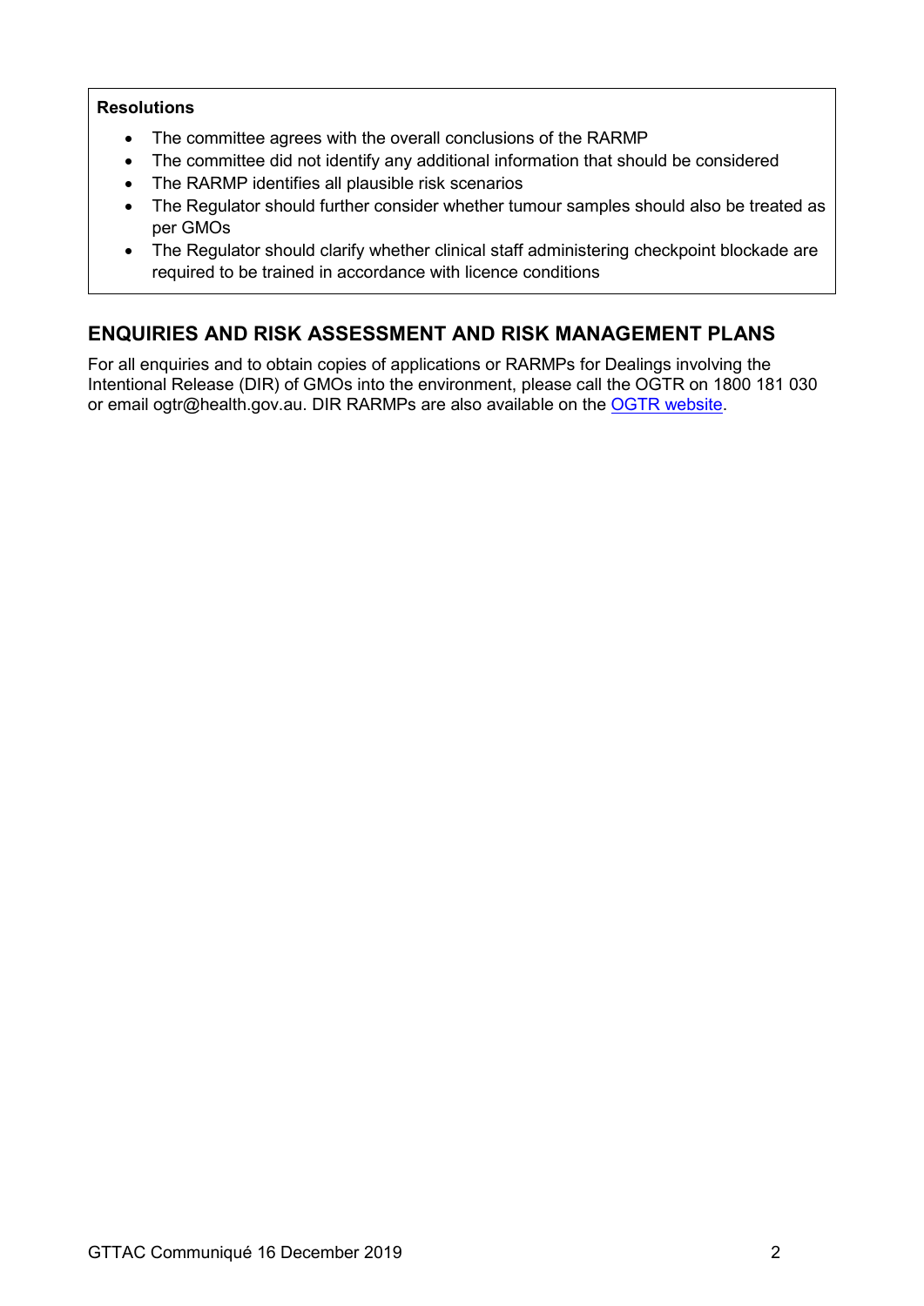**Resolutions**

- The committee agrees with the overall conclusions of the RARMP
- The committee did not identify any additional information that should be considered
- The RARMP identifies all plausible risk scenarios
- The Regulator should further consider whether tumour samples should also be treated as per GMOs
- The Regulator should clarify whether clinical staff administering checkpoint blockade are required to be trained in accordance with licence conditions

## ENQUIRIES AND RISK ASSESSMENT AND RISK MANAGEMENT PLANS

For all enquiries and to obtain copies of applications or RARMPs for Dealings involving the Intentional Release (DIR) of GMOs into the environment, please call the OGTR on 1800 181 030 or email ogtr@health.gov.au. DIR RARMPs are also available on the OGTR website.